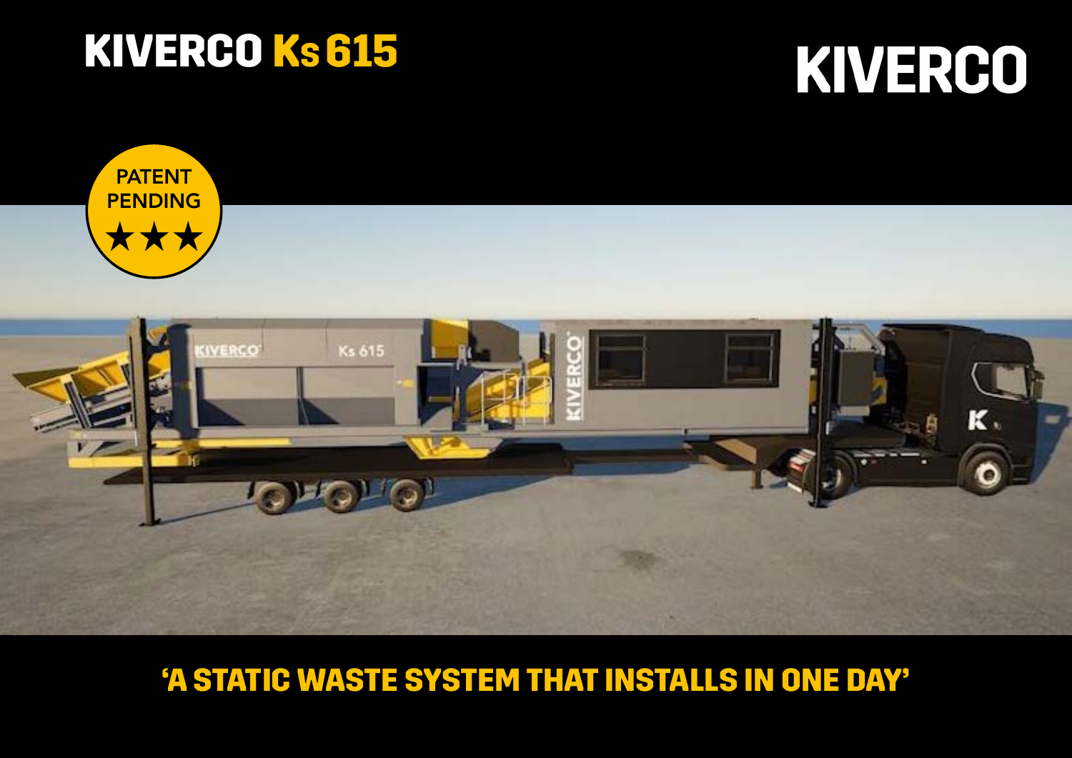# KIVERCO Ks 615

KIVERCO

PATENT PENDING ★★★

## 'A STATIC WASTE SYSTEM THAT INSTALLS IN ONE DAY'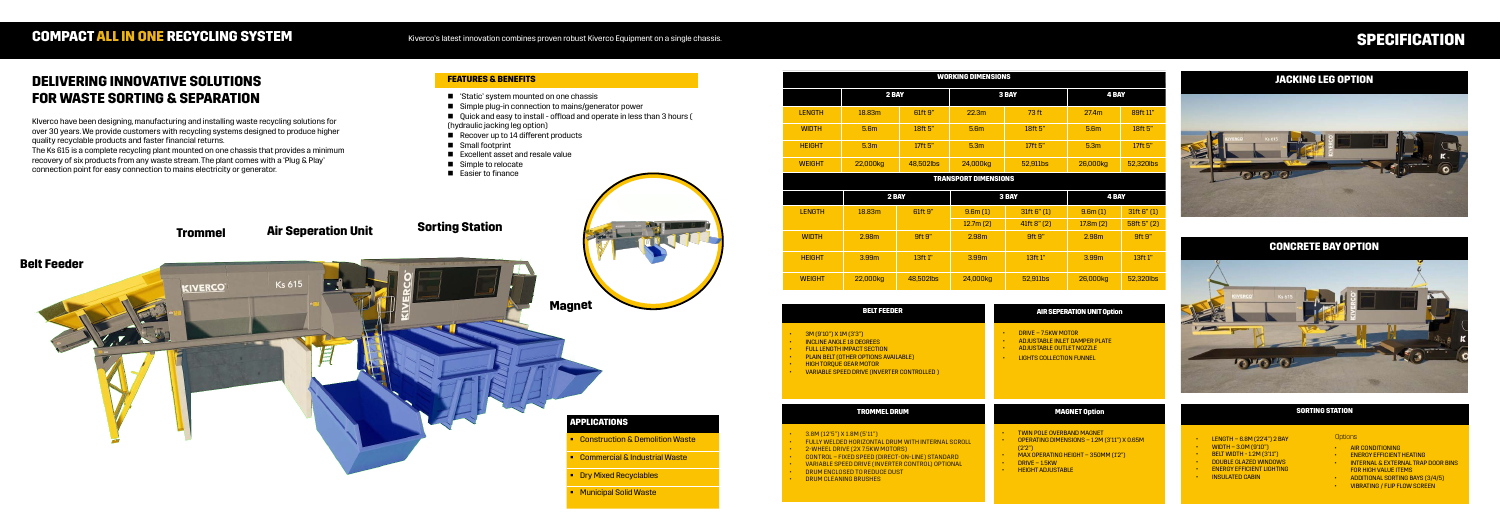# COMPACT ALL IN ONE RECYCLING SYSTEM

Kiverco's latest innovation combines proven robust Kiverco Equipment on a single chassis.

## DELIVERING INNOVATIVE SOLUTIONS FOR WASTE SORTING & SEPARATION

Kiverco have been designing, manufacturing and installing waste recycling solutions for over 30 years. We provide customers with recycling systems designed to produce higher quality recyclable products and faster financial returns.

The Ks 615 is a complete recycling plant mounted on one chassis that provides a minimum recovery of six products from any waste stream. The plant comes with a 'Plug & Play' connection point for easy connection to mains electricity or generator.

### FEATURES & BENEFITS

- 'Static' system mounted on one chassis
- Simple plug-in connection to mains/generator power
- Quick and easy to install - offload and operate in less than 3 hours ( (hydraulic jacking leg option)
- Recover up to 14 different products
- Small footprint
- Excellent asset and resale value
- Simple to relocate
- Easier to finance

Belt Feeder

Trommel

Air Seperation Unit

Sorting Station

Magnet

### APPLICATIONS

- Construction & Demolition Waste
- Commercial & Industrial Waste
- Dry Mixed Recyclables
- Municipal Solid Waste

# SPECIFICATION

### WORKING DIMENSIONS

| | 2 BAY | | 3 BAY | | 4 BAY | |
|---|---|---|---|---|---|---|
| LENGTH | 18.83m | 61ft 9" | 22.3m | 73 ft | 27.4m | 89ft 11" |
| WIDTH | 5.6m | 18ft 5" | 5.6m | 18ft 5" | 5.6m | 18ft 5" |
| HEIGHT | 5.3m | 17ft 5" | 5.3m | 17ft 5" | 5.3m | 17ft 5" |
| WEIGHT | 22,000kg | 48,502lbs | 24,000kg | 52,911bs | 26,000kg | 52,320lbs |

### TRANSPORT DIMENSIONS

| | 2 BAY | | 3 BAY | | 4 BAY | |
|---|---|---|---|---|---|---|
| LENGTH | 18.83m | 61ft 9" | 9.6m (1) | 31ft 6" (1) | 9.6m (1) | 31ft 6" (1) |
| | | | 12.7m (2) | 41ft 8" (2) | 17.8m (2) | 58ft 5" (2) |
| WIDTH | 2.98m | 9ft 9" | 2.98m | 9ft 9" | 2.98m | 9ft 9" |
| HEIGHT | 3.99m | 13ft 1" | 3.99m | 13ft 1" | 3.99m | 13ft 1" |
| WEIGHT | 22,000kg | 48,502lbs | 24,000kg | 52,911bs | 26,000kg | 52,320lbs |

### BELT FEEDER

- 3M (9'10") X 1M (3'3")
- INCLINE ANGLE 18 DEGREES
- FULL LENGTH IMPACT SECTION
- PLAIN BELT (OTHER OPTIONS AVAILABLE)
- HIGH TORQUE GEAR MOTOR
- VARIABLE SPEED DRIVE (INVERTER CONTROLLED )

### AIR SEPERATION UNIT Option

- DRIVE – 7.5KW MOTOR
- ADJUSTABLE INLET DAMPER PLATE
- ADJUSTABLE OUTLET NOZZLE
- LIGHTS COLLECTION FUNNEL

### TROMMEL DRUM

- 3.8M (12'5") X 1.8M (5'11")
- FULLY WELDED HORIZONTAL DRUM WITH INTERNAL SCROLL
- 2-WHEEL DRIVE (2X 7.5KW MOTORS)
- CONTROL – FIXED SPEED (DIRECT-ON-LINE) STANDARD
- VARIABLE SPEED DRIVE (INVERTER CONTROL) OPTIONAL
- DRUM ENCLOSED TO REDUCE DUST
- DRUM CLEANING BRUSHES

### MAGNET Option

- TWIN POLE OVERBAND MAGNET
- OPERATING DIMENSIONS – 1.2M (3'11") X 0.65M (2'2")
- MAX OPERATING HEIGHT – 350MM (1'2")
- DRIVE – 1.5KW
- HEIGHT ADJUSTABLE

### JACKING LEG OPTION

### CONCRETE BAY OPTION

### SORTING STATION

- LENGTH – 6.8M (22'4") 2 BAY
- WIDTH – 3.0M (9'10")
- BELT WIDTH - 1.2M (3'11")
- DOUBLE GLAZED WINDOWS
- ENERGY EFFICIENT LIGHTING
- INSULATED CABIN

Options

- AIR CONDITIONING
- ENERGY EFFICIENT HEATING
- INTERNAL & EXTERNAL TRAP DOOR BINS FOR HIGH VALUE ITEMS
- ADDITIONAL SORTING BAYS (3/4/5)
- VIBRATING / FLIP FLOW SCREEN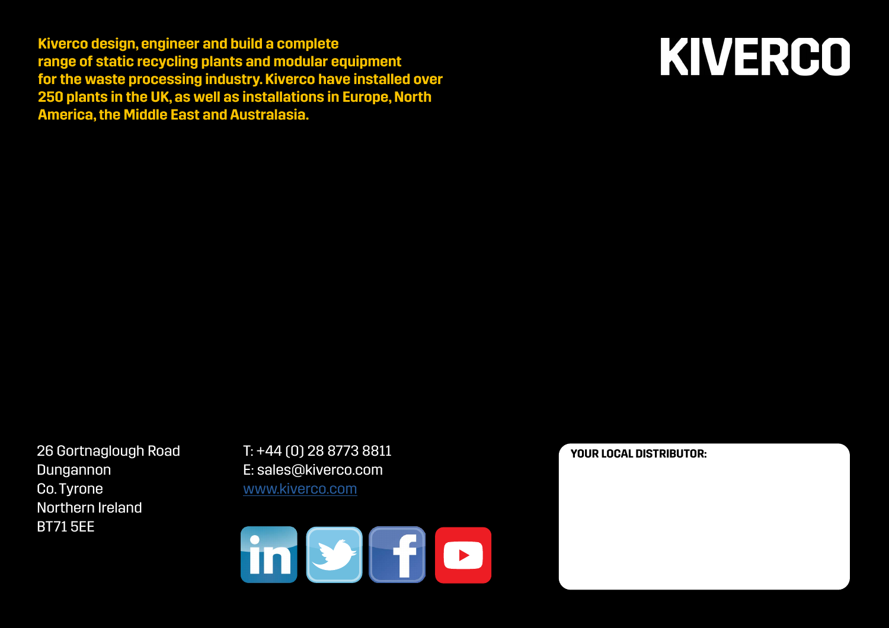**Kiverco design, engineer and build a complete range of static recycling plants and modular equipment for the waste processing industry. Kiverco have installed over 250 plants in the UK, as well as installations in Europe, North America, the Middle East and Australasia.**

# KIVERCO

26 Gortnaglough Road
Dungannon
Co. Tyrone
Northern Ireland
BT71 5EE

T: +44 (0) 28 8773 8811
E: sales@kiverco.com
www.kiverco.com

**YOUR LOCAL DISTRIBUTOR:**